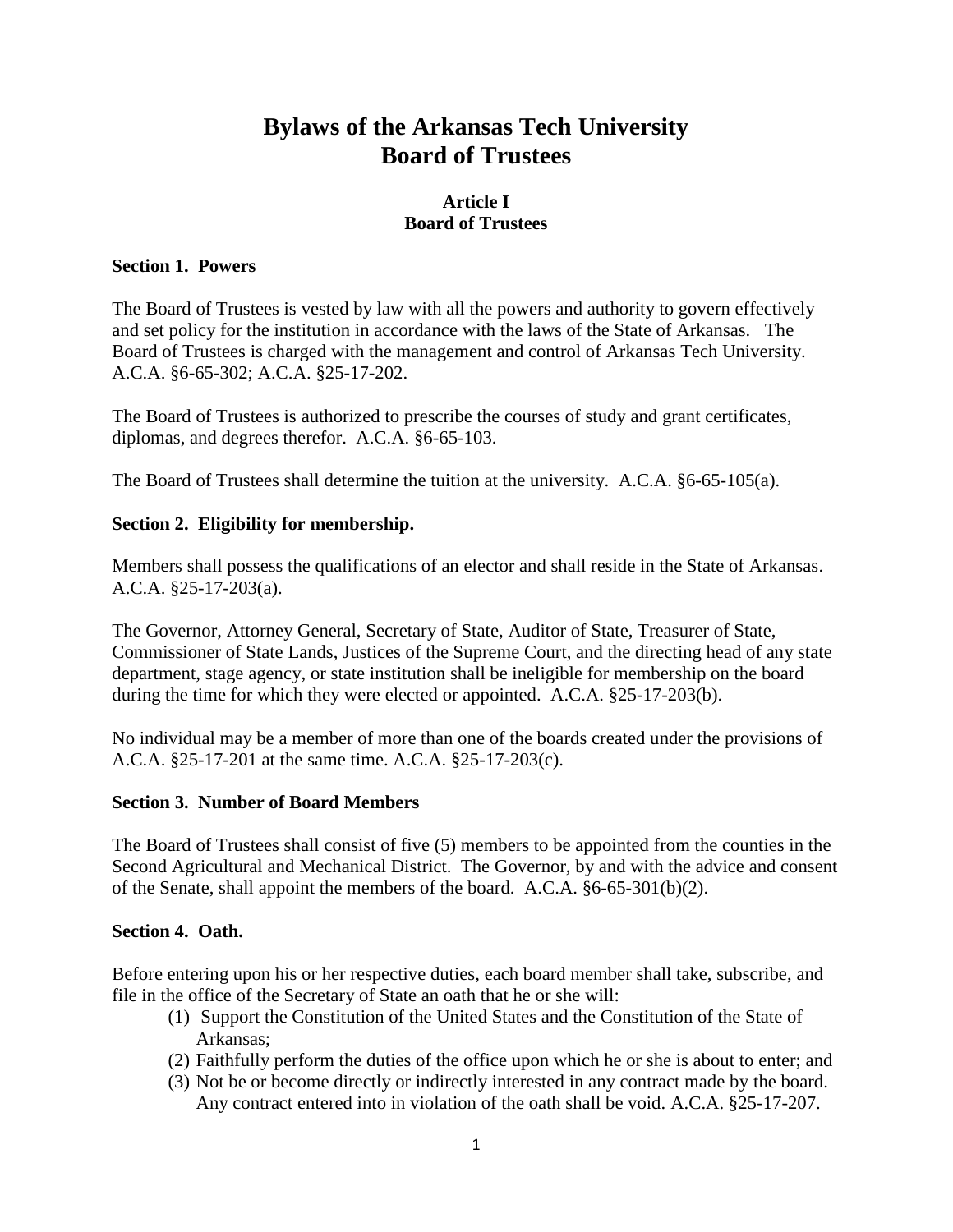# Bylaws of the Arkansas Tech University Board of Trustees

## Article I
## Board of Trustees

### Section 1. Powers

The Board of Trustees is vested by law with all the powers and authority to govern effectively and set policy for the institution in accordance with the laws of the State of Arkansas. The Board of Trustees is charged with the management and control of Arkansas Tech University. A.C.A. §6-65-302; A.C.A. §25-17-202.

The Board of Trustees is authorized to prescribe the courses of study and grant certificates, diplomas, and degrees therefor. A.C.A. §6-65-103.

The Board of Trustees shall determine the tuition at the university. A.C.A. §6-65-105(a).

### Section 2. Eligibility for membership.

Members shall possess the qualifications of an elector and shall reside in the State of Arkansas. A.C.A. §25-17-203(a).

The Governor, Attorney General, Secretary of State, Auditor of State, Treasurer of State, Commissioner of State Lands, Justices of the Supreme Court, and the directing head of any state department, stage agency, or state institution shall be ineligible for membership on the board during the time for which they were elected or appointed. A.C.A. §25-17-203(b).

No individual may be a member of more than one of the boards created under the provisions of A.C.A. §25-17-201 at the same time. A.C.A. §25-17-203(c).

### Section 3. Number of Board Members

The Board of Trustees shall consist of five (5) members to be appointed from the counties in the Second Agricultural and Mechanical District. The Governor, by and with the advice and consent of the Senate, shall appoint the members of the board. A.C.A. §6-65-301(b)(2).

### Section 4. Oath.

Before entering upon his or her respective duties, each board member shall take, subscribe, and file in the office of the Secretary of State an oath that he or she will:

1. Support the Constitution of the United States and the Constitution of the State of Arkansas;
2. Faithfully perform the duties of the office upon which he or she is about to enter; and
3. Not be or become directly or indirectly interested in any contract made by the board. Any contract entered into in violation of the oath shall be void. A.C.A. §25-17-207.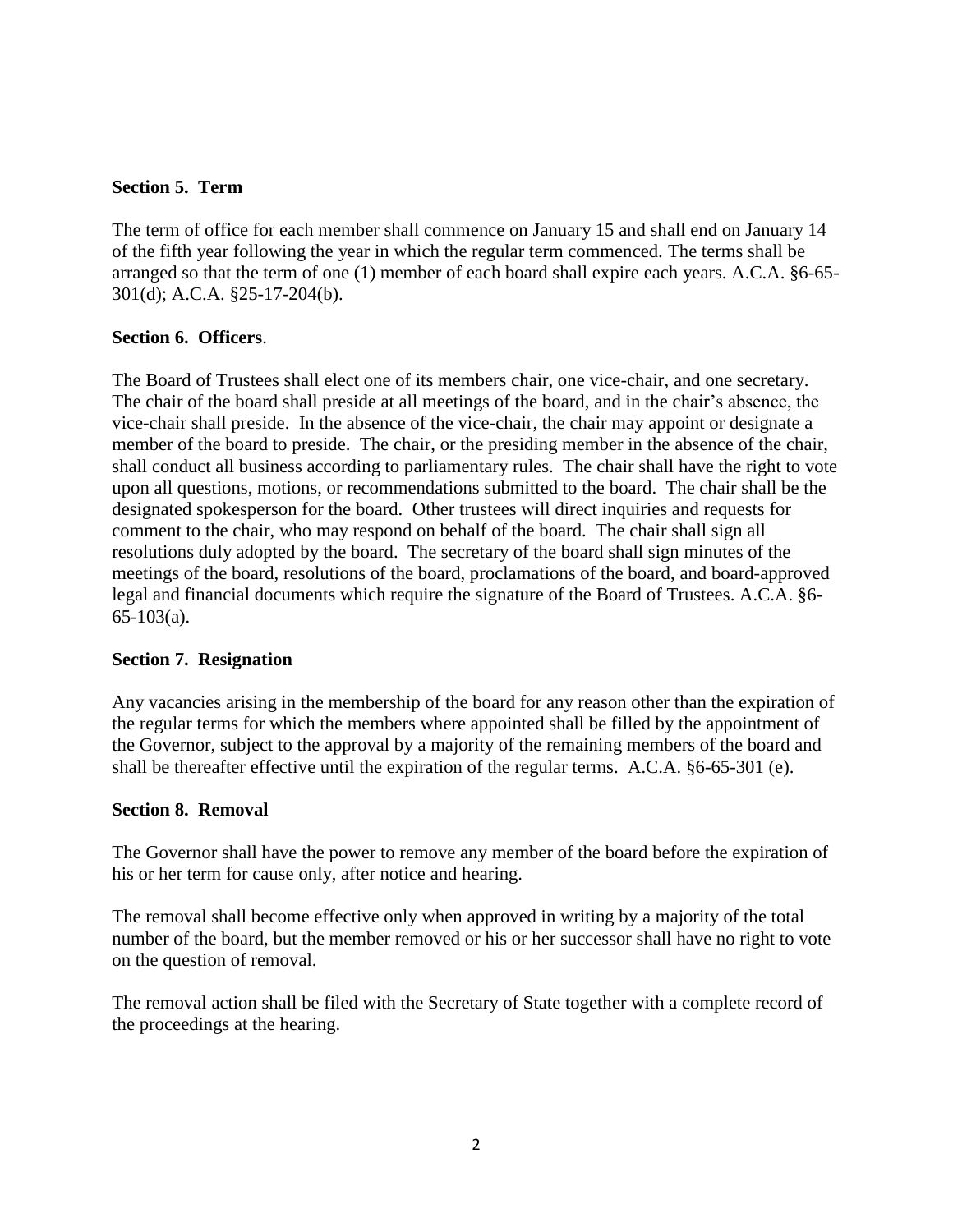**Section 5. Term**

The term of office for each member shall commence on January 15 and shall end on January 14 of the fifth year following the year in which the regular term commenced. The terms shall be arranged so that the term of one (1) member of each board shall expire each years. A.C.A. §6-65-301(d); A.C.A. §25-17-204(b).

**Section 6. Officers**.

The Board of Trustees shall elect one of its members chair, one vice-chair, and one secretary. The chair of the board shall preside at all meetings of the board, and in the chair's absence, the vice-chair shall preside. In the absence of the vice-chair, the chair may appoint or designate a member of the board to preside. The chair, or the presiding member in the absence of the chair, shall conduct all business according to parliamentary rules. The chair shall have the right to vote upon all questions, motions, or recommendations submitted to the board. The chair shall be the designated spokesperson for the board. Other trustees will direct inquiries and requests for comment to the chair, who may respond on behalf of the board. The chair shall sign all resolutions duly adopted by the board. The secretary of the board shall sign minutes of the meetings of the board, resolutions of the board, proclamations of the board, and board-approved legal and financial documents which require the signature of the Board of Trustees. A.C.A. §6-65-103(a).

**Section 7. Resignation**

Any vacancies arising in the membership of the board for any reason other than the expiration of the regular terms for which the members where appointed shall be filled by the appointment of the Governor, subject to the approval by a majority of the remaining members of the board and shall be thereafter effective until the expiration of the regular terms. A.C.A. §6-65-301 (e).

**Section 8. Removal**

The Governor shall have the power to remove any member of the board before the expiration of his or her term for cause only, after notice and hearing.

The removal shall become effective only when approved in writing by a majority of the total number of the board, but the member removed or his or her successor shall have no right to vote on the question of removal.

The removal action shall be filed with the Secretary of State together with a complete record of the proceedings at the hearing.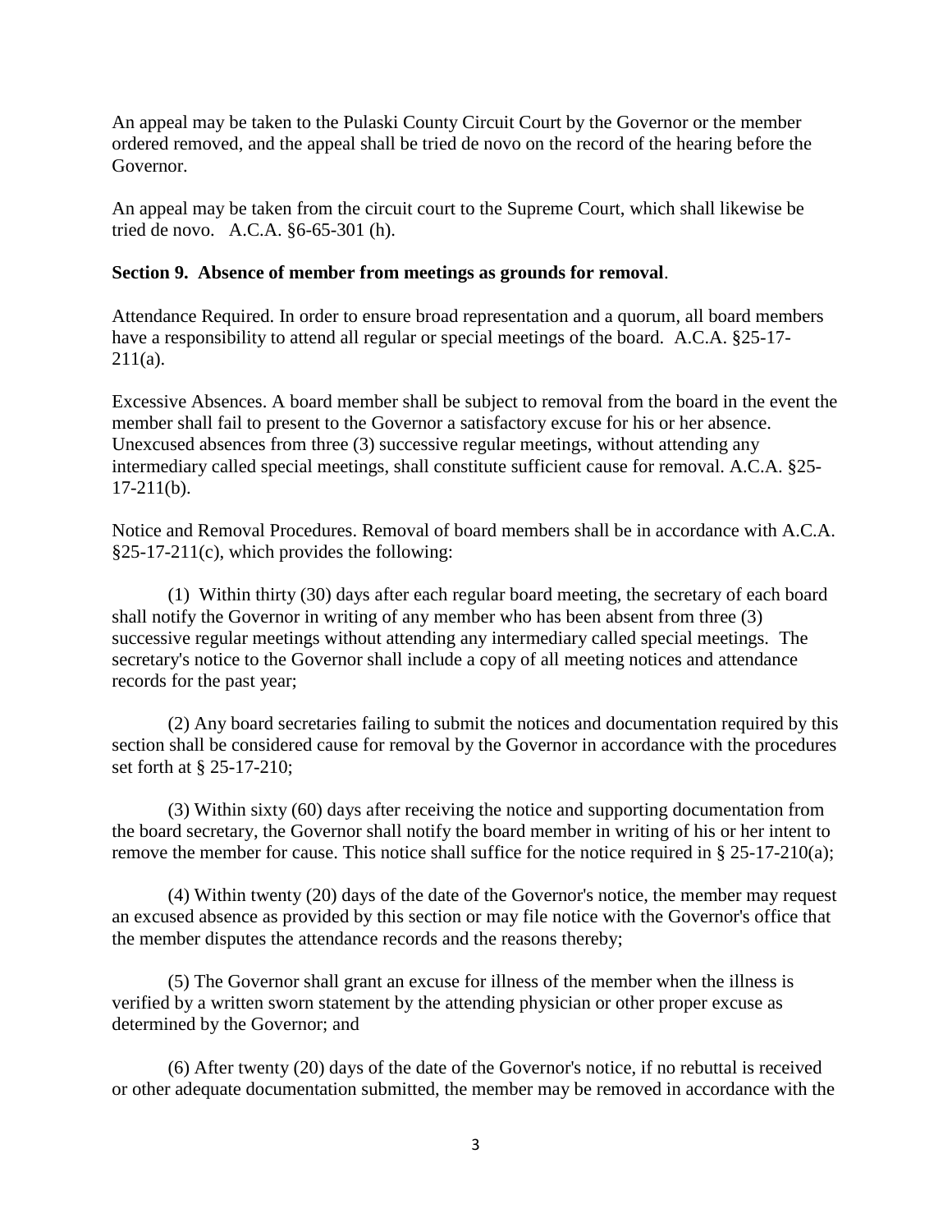An appeal may be taken to the Pulaski County Circuit Court by the Governor or the member ordered removed, and the appeal shall be tried de novo on the record of the hearing before the Governor.

An appeal may be taken from the circuit court to the Supreme Court, which shall likewise be tried de novo. A.C.A. §6-65-301 (h).

**Section 9. Absence of member from meetings as grounds for removal**.

Attendance Required. In order to ensure broad representation and a quorum, all board members have a responsibility to attend all regular or special meetings of the board. A.C.A. §25-17-211(a).

Excessive Absences. A board member shall be subject to removal from the board in the event the member shall fail to present to the Governor a satisfactory excuse for his or her absence. Unexcused absences from three (3) successive regular meetings, without attending any intermediary called special meetings, shall constitute sufficient cause for removal. A.C.A. §25-17-211(b).

Notice and Removal Procedures. Removal of board members shall be in accordance with A.C.A. §25-17-211(c), which provides the following:

(1) Within thirty (30) days after each regular board meeting, the secretary of each board shall notify the Governor in writing of any member who has been absent from three (3) successive regular meetings without attending any intermediary called special meetings. The secretary's notice to the Governor shall include a copy of all meeting notices and attendance records for the past year;

(2) Any board secretaries failing to submit the notices and documentation required by this section shall be considered cause for removal by the Governor in accordance with the procedures set forth at § 25-17-210;

(3) Within sixty (60) days after receiving the notice and supporting documentation from the board secretary, the Governor shall notify the board member in writing of his or her intent to remove the member for cause. This notice shall suffice for the notice required in § 25-17-210(a);

(4) Within twenty (20) days of the date of the Governor's notice, the member may request an excused absence as provided by this section or may file notice with the Governor's office that the member disputes the attendance records and the reasons thereby;

(5) The Governor shall grant an excuse for illness of the member when the illness is verified by a written sworn statement by the attending physician or other proper excuse as determined by the Governor; and

(6) After twenty (20) days of the date of the Governor's notice, if no rebuttal is received or other adequate documentation submitted, the member may be removed in accordance with the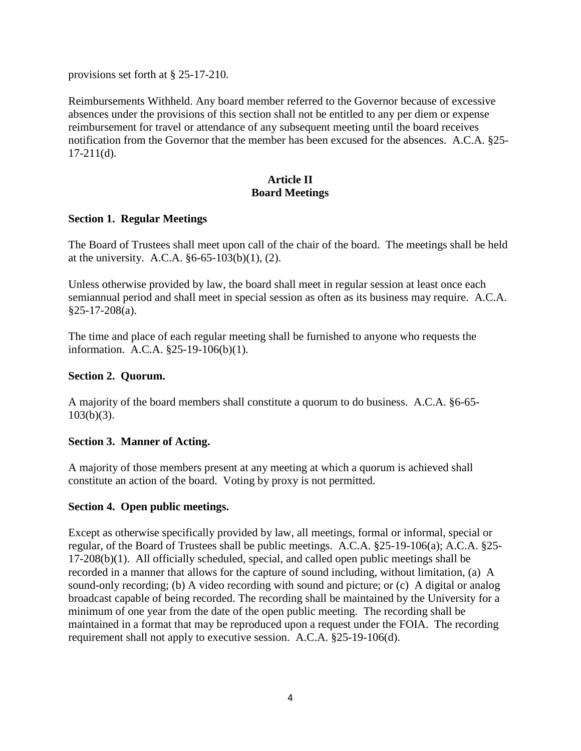provisions set forth at § 25-17-210.

Reimbursements Withheld. Any board member referred to the Governor because of excessive absences under the provisions of this section shall not be entitled to any per diem or expense reimbursement for travel or attendance of any subsequent meeting until the board receives notification from the Governor that the member has been excused for the absences. A.C.A. §25-17-211(d).

## Article II
## Board Meetings

### Section 1. Regular Meetings

The Board of Trustees shall meet upon call of the chair of the board. The meetings shall be held at the university. A.C.A. §6-65-103(b)(1), (2).

Unless otherwise provided by law, the board shall meet in regular session at least once each semiannual period and shall meet in special session as often as its business may require. A.C.A. §25-17-208(a).

The time and place of each regular meeting shall be furnished to anyone who requests the information. A.C.A. §25-19-106(b)(1).

### Section 2. Quorum.

A majority of the board members shall constitute a quorum to do business. A.C.A. §6-65-103(b)(3).

### Section 3. Manner of Acting.

A majority of those members present at any meeting at which a quorum is achieved shall constitute an action of the board. Voting by proxy is not permitted.

### Section 4. Open public meetings.

Except as otherwise specifically provided by law, all meetings, formal or informal, special or regular, of the Board of Trustees shall be public meetings. A.C.A. §25-19-106(a); A.C.A. §25-17-208(b)(1). All officially scheduled, special, and called open public meetings shall be recorded in a manner that allows for the capture of sound including, without limitation, (a) A sound-only recording; (b) A video recording with sound and picture; or (c) A digital or analog broadcast capable of being recorded. The recording shall be maintained by the University for a minimum of one year from the date of the open public meeting. The recording shall be maintained in a format that may be reproduced upon a request under the FOIA. The recording requirement shall not apply to executive session. A.C.A. §25-19-106(d).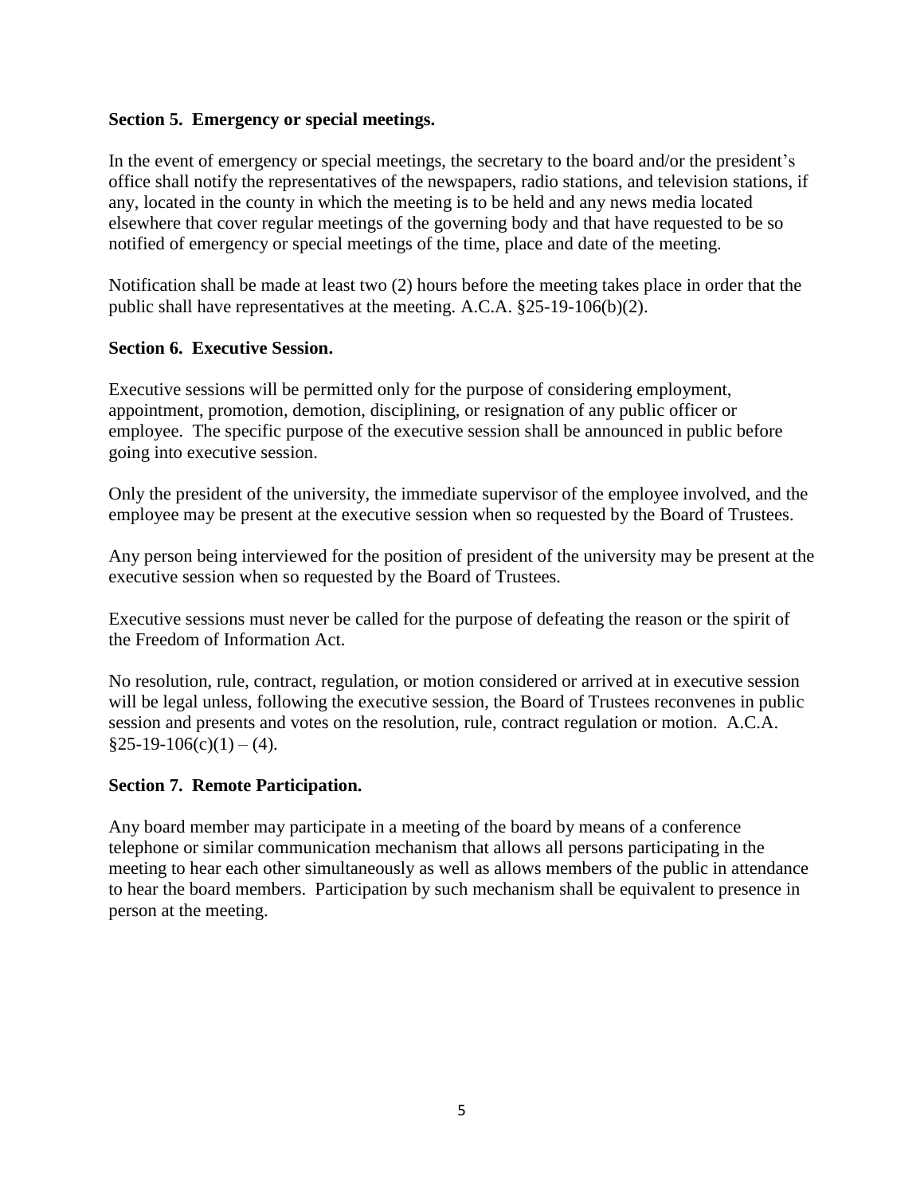**Section 5. Emergency or special meetings.**

In the event of emergency or special meetings, the secretary to the board and/or the president's office shall notify the representatives of the newspapers, radio stations, and television stations, if any, located in the county in which the meeting is to be held and any news media located elsewhere that cover regular meetings of the governing body and that have requested to be so notified of emergency or special meetings of the time, place and date of the meeting.

Notification shall be made at least two (2) hours before the meeting takes place in order that the public shall have representatives at the meeting. A.C.A. §25-19-106(b)(2).

**Section 6. Executive Session.**

Executive sessions will be permitted only for the purpose of considering employment, appointment, promotion, demotion, disciplining, or resignation of any public officer or employee. The specific purpose of the executive session shall be announced in public before going into executive session.

Only the president of the university, the immediate supervisor of the employee involved, and the employee may be present at the executive session when so requested by the Board of Trustees.

Any person being interviewed for the position of president of the university may be present at the executive session when so requested by the Board of Trustees.

Executive sessions must never be called for the purpose of defeating the reason or the spirit of the Freedom of Information Act.

No resolution, rule, contract, regulation, or motion considered or arrived at in executive session will be legal unless, following the executive session, the Board of Trustees reconvenes in public session and presents and votes on the resolution, rule, contract regulation or motion. A.C.A. §25-19-106(c)(1) – (4).

**Section 7. Remote Participation.**

Any board member may participate in a meeting of the board by means of a conference telephone or similar communication mechanism that allows all persons participating in the meeting to hear each other simultaneously as well as allows members of the public in attendance to hear the board members. Participation by such mechanism shall be equivalent to presence in person at the meeting.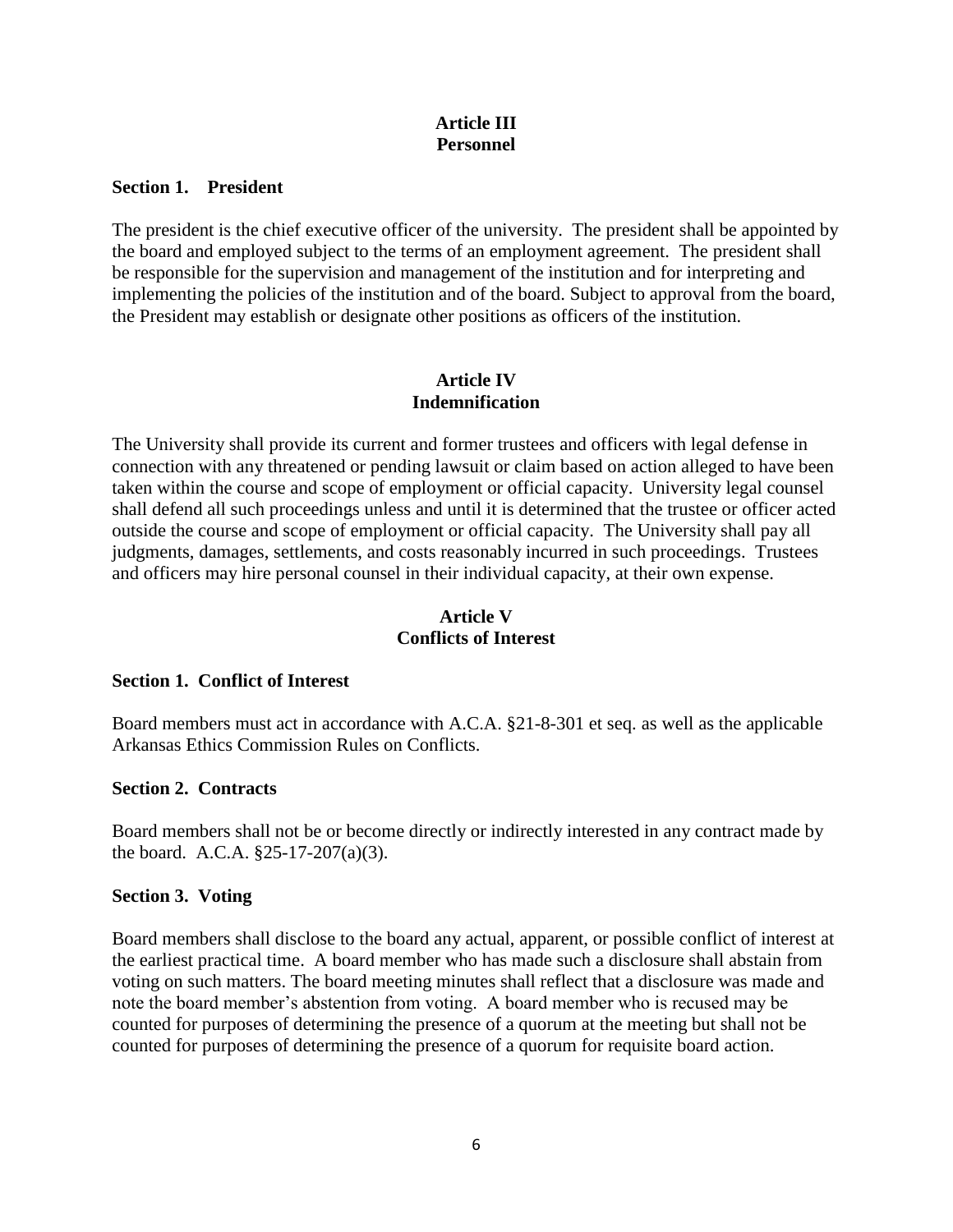## Article III
## Personnel

### Section 1. President

The president is the chief executive officer of the university. The president shall be appointed by the board and employed subject to the terms of an employment agreement. The president shall be responsible for the supervision and management of the institution and for interpreting and implementing the policies of the institution and of the board. Subject to approval from the board, the President may establish or designate other positions as officers of the institution.

## Article IV
## Indemnification

The University shall provide its current and former trustees and officers with legal defense in connection with any threatened or pending lawsuit or claim based on action alleged to have been taken within the course and scope of employment or official capacity. University legal counsel shall defend all such proceedings unless and until it is determined that the trustee or officer acted outside the course and scope of employment or official capacity. The University shall pay all judgments, damages, settlements, and costs reasonably incurred in such proceedings. Trustees and officers may hire personal counsel in their individual capacity, at their own expense.

## Article V
## Conflicts of Interest

### Section 1. Conflict of Interest

Board members must act in accordance with A.C.A. §21-8-301 et seq. as well as the applicable Arkansas Ethics Commission Rules on Conflicts.

### Section 2. Contracts

Board members shall not be or become directly or indirectly interested in any contract made by the board. A.C.A. §25-17-207(a)(3).

### Section 3. Voting

Board members shall disclose to the board any actual, apparent, or possible conflict of interest at the earliest practical time. A board member who has made such a disclosure shall abstain from voting on such matters. The board meeting minutes shall reflect that a disclosure was made and note the board member's abstention from voting. A board member who is recused may be counted for purposes of determining the presence of a quorum at the meeting but shall not be counted for purposes of determining the presence of a quorum for requisite board action.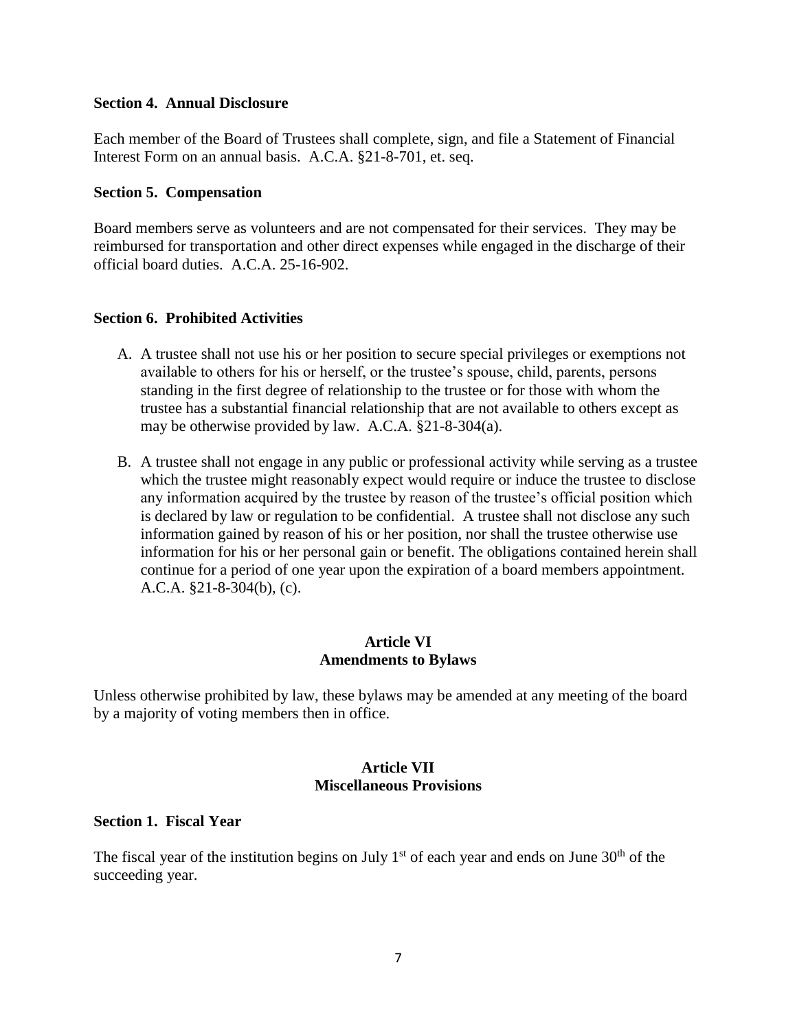**Section 4. Annual Disclosure**

Each member of the Board of Trustees shall complete, sign, and file a Statement of Financial Interest Form on an annual basis. A.C.A. §21-8-701, et. seq.

**Section 5. Compensation**

Board members serve as volunteers and are not compensated for their services. They may be reimbursed for transportation and other direct expenses while engaged in the discharge of their official board duties. A.C.A. 25-16-902.

**Section 6. Prohibited Activities**

A. A trustee shall not use his or her position to secure special privileges or exemptions not available to others for his or herself, or the trustee's spouse, child, parents, persons standing in the first degree of relationship to the trustee or for those with whom the trustee has a substantial financial relationship that are not available to others except as may be otherwise provided by law. A.C.A. §21-8-304(a).

B. A trustee shall not engage in any public or professional activity while serving as a trustee which the trustee might reasonably expect would require or induce the trustee to disclose any information acquired by the trustee by reason of the trustee's official position which is declared by law or regulation to be confidential. A trustee shall not disclose any such information gained by reason of his or her position, nor shall the trustee otherwise use information for his or her personal gain or benefit. The obligations contained herein shall continue for a period of one year upon the expiration of a board members appointment. A.C.A. §21-8-304(b), (c).

## Article VI
## Amendments to Bylaws

Unless otherwise prohibited by law, these bylaws may be amended at any meeting of the board by a majority of voting members then in office.

## Article VII
## Miscellaneous Provisions

**Section 1. Fiscal Year**

The fiscal year of the institution begins on July 1st of each year and ends on June 30th of the succeeding year.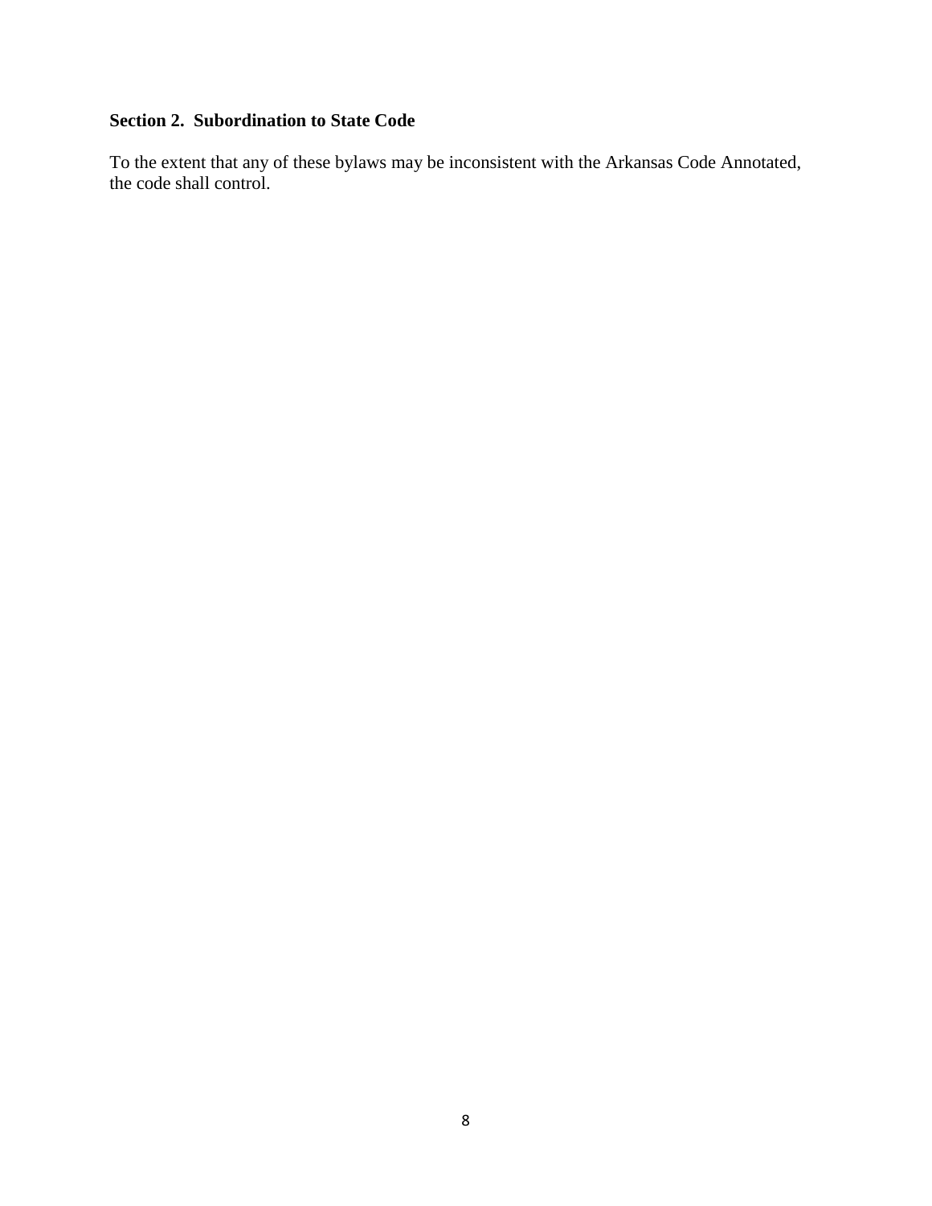**Section 2. Subordination to State Code**

To the extent that any of these bylaws may be inconsistent with the Arkansas Code Annotated, the code shall control.